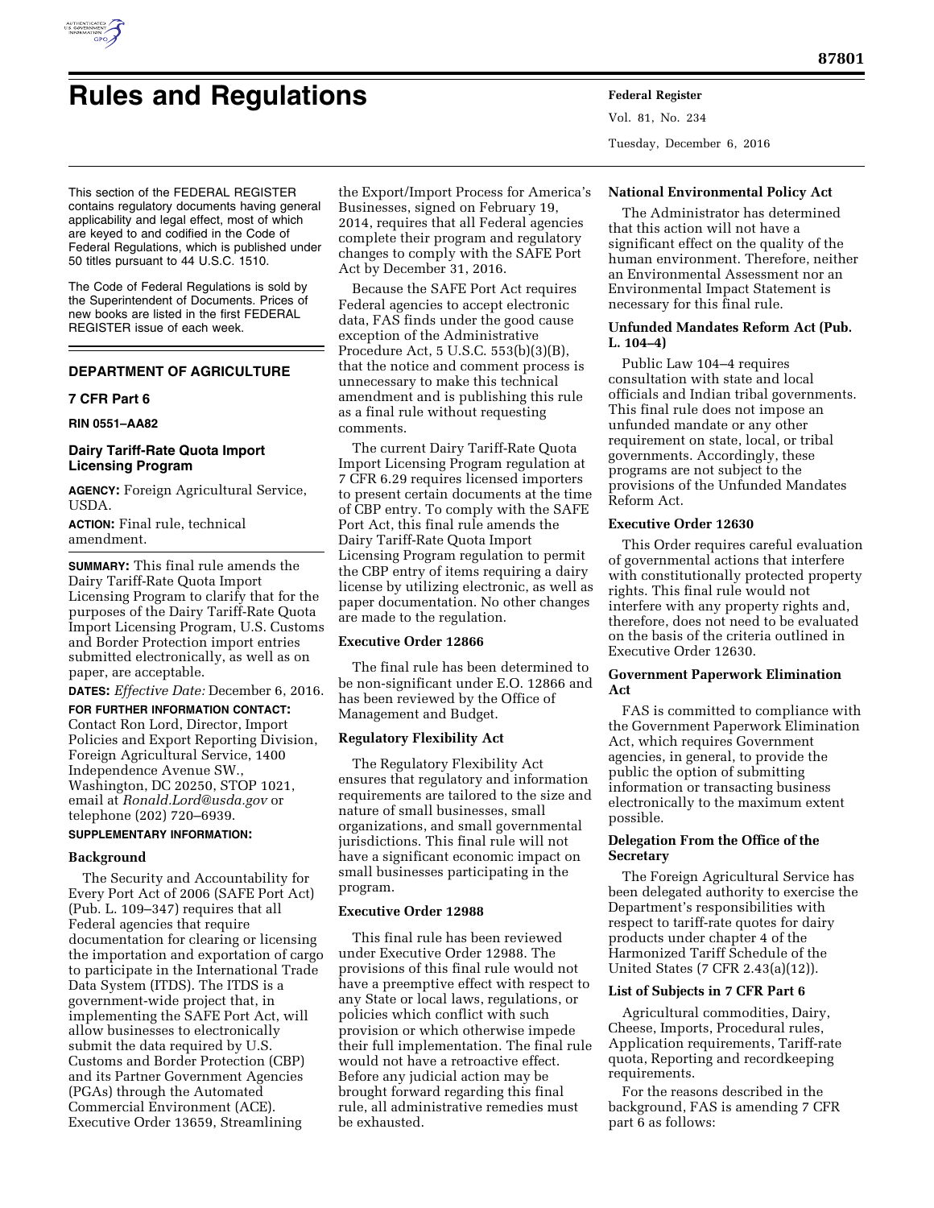# Rules and Regulations

This section of the FEDERAL REGISTER contains regulatory documents having general applicability and legal effect, most of which are keyed to and codified in the Code of Federal Regulations, which is published under 50 titles pursuant to 44 U.S.C. 1510.

The Code of Federal Regulations is sold by the Superintendent of Documents. Prices of new books are listed in the first FEDERAL REGISTER issue of each week.

## DEPARTMENT OF AGRICULTURE

### 7 CFR Part 6

**RIN 0551–AA82**

### Dairy Tariff-Rate Quota Import Licensing Program

**AGENCY:** Foreign Agricultural Service, USDA.

**ACTION:** Final rule, technical amendment.

**SUMMARY:** This final rule amends the Dairy Tariff-Rate Quota Import Licensing Program to clarify that for the purposes of the Dairy Tariff-Rate Quota Import Licensing Program, U.S. Customs and Border Protection import entries submitted electronically, as well as on paper, are acceptable.

**DATES:** *Effective Date:* December 6, 2016.

**FOR FURTHER INFORMATION CONTACT:** Contact Ron Lord, Director, Import Policies and Export Reporting Division, Foreign Agricultural Service, 1400 Independence Avenue SW., Washington, DC 20250, STOP 1021, email at *Ronald.Lord@usda.gov* or telephone (202) 720–6939.

**SUPPLEMENTARY INFORMATION:**

#### Background

The Security and Accountability for Every Port Act of 2006 (SAFE Port Act) (Pub. L. 109–347) requires that all Federal agencies that require documentation for clearing or licensing the importation and exportation of cargo to participate in the International Trade Data System (ITDS). The ITDS is a government-wide project that, in implementing the SAFE Port Act, will allow businesses to electronically submit the data required by U.S. Customs and Border Protection (CBP) and its Partner Government Agencies (PGAs) through the Automated Commercial Environment (ACE). Executive Order 13659, Streamlining the Export/Import Process for America's Businesses, signed on February 19, 2014, requires that all Federal agencies complete their program and regulatory changes to comply with the SAFE Port Act by December 31, 2016.

Because the SAFE Port Act requires Federal agencies to accept electronic data, FAS finds under the good cause exception of the Administrative Procedure Act, 5 U.S.C. 553(b)(3)(B), that the notice and comment process is unnecessary to make this technical amendment and is publishing this rule as a final rule without requesting comments.

The current Dairy Tariff-Rate Quota Import Licensing Program regulation at 7 CFR 6.29 requires licensed importers to present certain documents at the time of CBP entry. To comply with the SAFE Port Act, this final rule amends the Dairy Tariff-Rate Quota Import Licensing Program regulation to permit the CBP entry of items requiring a dairy license by utilizing electronic, as well as paper documentation. No other changes are made to the regulation.

#### Executive Order 12866

The final rule has been determined to be non-significant under E.O. 12866 and has been reviewed by the Office of Management and Budget.

#### Regulatory Flexibility Act

The Regulatory Flexibility Act ensures that regulatory and information requirements are tailored to the size and nature of small businesses, small organizations, and small governmental jurisdictions. This final rule will not have a significant economic impact on small businesses participating in the program.

#### Executive Order 12988

This final rule has been reviewed under Executive Order 12988. The provisions of this final rule would not have a preemptive effect with respect to any State or local laws, regulations, or policies which conflict with such provision or which otherwise impede their full implementation. The final rule would not have a retroactive effect. Before any judicial action may be brought forward regarding this final rule, all administrative remedies must be exhausted.

#### National Environmental Policy Act

The Administrator has determined that this action will not have a significant effect on the quality of the human environment. Therefore, neither an Environmental Assessment nor an Environmental Impact Statement is necessary for this final rule.

#### Unfunded Mandates Reform Act (Pub. L. 104–4)

Public Law 104–4 requires consultation with state and local officials and Indian tribal governments. This final rule does not impose an unfunded mandate or any other requirement on state, local, or tribal governments. Accordingly, these programs are not subject to the provisions of the Unfunded Mandates Reform Act.

#### Executive Order 12630

This Order requires careful evaluation of governmental actions that interfere with constitutionally protected property rights. This final rule would not interfere with any property rights and, therefore, does not need to be evaluated on the basis of the criteria outlined in Executive Order 12630.

#### Government Paperwork Elimination Act

FAS is committed to compliance with the Government Paperwork Elimination Act, which requires Government agencies, in general, to provide the public the option of submitting information or transacting business electronically to the maximum extent possible.

#### Delegation From the Office of the Secretary

The Foreign Agricultural Service has been delegated authority to exercise the Department's responsibilities with respect to tariff-rate quotes for dairy products under chapter 4 of the Harmonized Tariff Schedule of the United States (7 CFR 2.43(a)(12)).

#### List of Subjects in 7 CFR Part 6

Agricultural commodities, Dairy, Cheese, Imports, Procedural rules, Application requirements, Tariff-rate quota, Reporting and recordkeeping requirements.

For the reasons described in the background, FAS is amending 7 CFR part 6 as follows: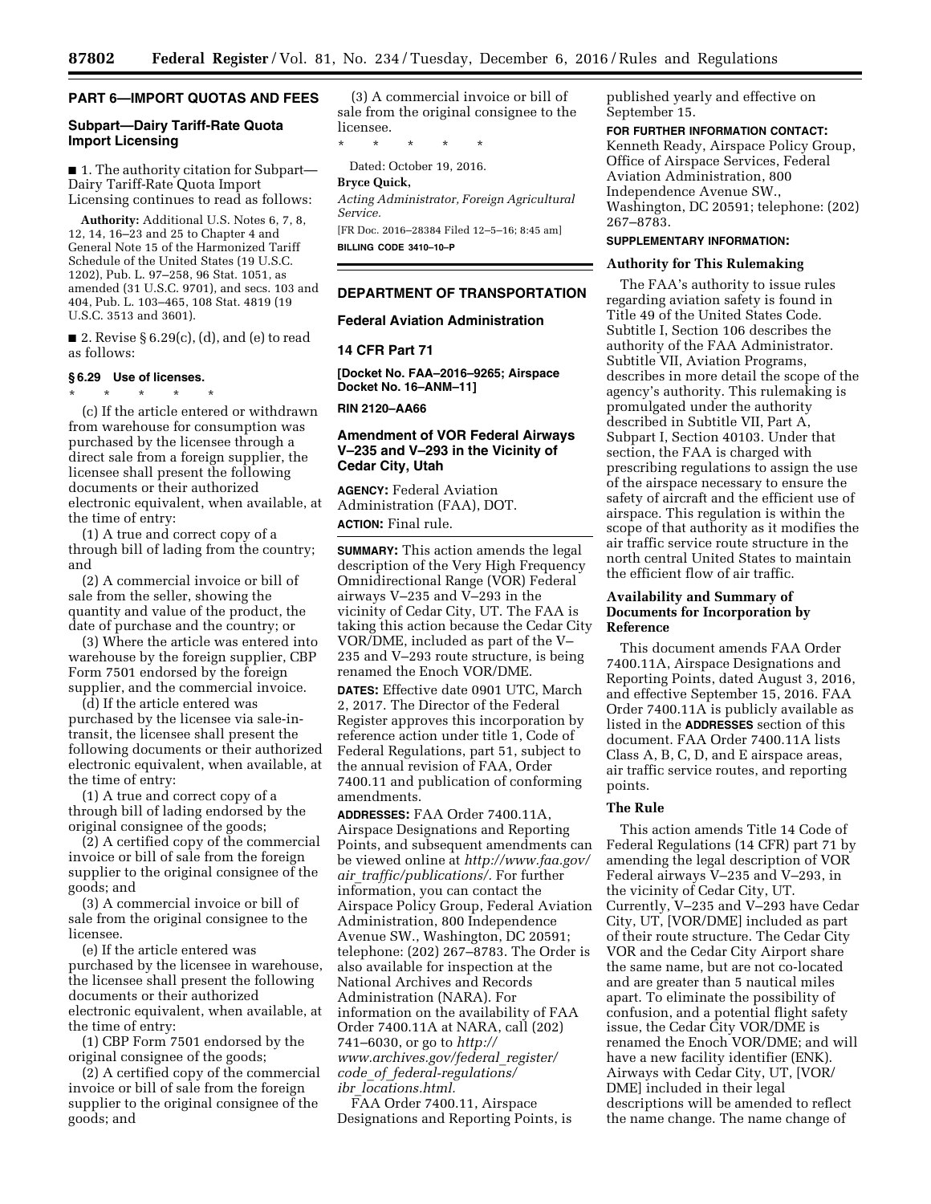## PART 6—IMPORT QUOTAS AND FEES

### Subpart—Dairy Tariff-Rate Quota Import Licensing

■ 1. The authority citation for Subpart—Dairy Tariff-Rate Quota Import Licensing continues to read as follows:

**Authority:** Additional U.S. Notes 6, 7, 8, 12, 14, 16–23 and 25 to Chapter 4 and General Note 15 of the Harmonized Tariff Schedule of the United States (19 U.S.C. 1202), Pub. L. 97–258, 96 Stat. 1051, as amended (31 U.S.C. 9701), and secs. 103 and 404, Pub. L. 103–465, 108 Stat. 4819 (19 U.S.C. 3513 and 3601).

■ 2. Revise § 6.29(c), (d), and (e) to read as follows:

#### § 6.29 Use of licenses.

\* \* \* \* \*

(c) If the article entered or withdrawn from warehouse for consumption was purchased by the licensee through a direct sale from a foreign supplier, the licensee shall present the following documents or their authorized electronic equivalent, when available, at the time of entry:

(1) A true and correct copy of a through bill of lading from the country; and

(2) A commercial invoice or bill of sale from the seller, showing the quantity and value of the product, the date of purchase and the country; or

(3) Where the article was entered into warehouse by the foreign supplier, CBP Form 7501 endorsed by the foreign supplier, and the commercial invoice.

(d) If the article entered was purchased by the licensee via sale-in-transit, the licensee shall present the following documents or their authorized electronic equivalent, when available, at the time of entry:

(1) A true and correct copy of a through bill of lading endorsed by the original consignee of the goods;

(2) A certified copy of the commercial invoice or bill of sale from the foreign supplier to the original consignee of the goods; and

(3) A commercial invoice or bill of sale from the original consignee to the licensee.

(e) If the article entered was purchased by the licensee in warehouse, the licensee shall present the following documents or their authorized electronic equivalent, when available, at the time of entry:

(1) CBP Form 7501 endorsed by the original consignee of the goods;

(2) A certified copy of the commercial invoice or bill of sale from the foreign supplier to the original consignee of the goods; and

(3) A commercial invoice or bill of sale from the original consignee to the licensee.

\* \* \* \* \*

Dated: October 19, 2016.

**Bryce Quick,**

*Acting Administrator, Foreign Agricultural Service.*

[FR Doc. 2016–28384 Filed 12–5–16; 8:45 am]

**BILLING CODE 3410–10–P**

---

## DEPARTMENT OF TRANSPORTATION

### Federal Aviation Administration

### 14 CFR Part 71

**[Docket No. FAA–2016–9265; Airspace Docket No. 16–ANM–11]**

**RIN 2120–AA66**

### Amendment of VOR Federal Airways V–235 and V–293 in the Vicinity of Cedar City, Utah

**AGENCY:** Federal Aviation Administration (FAA), DOT.

**ACTION:** Final rule.

**SUMMARY:** This action amends the legal description of the Very High Frequency Omnidirectional Range (VOR) Federal airways V–235 and V–293 in the vicinity of Cedar City, UT. The FAA is taking this action because the Cedar City VOR/DME, included as part of the V–235 and V–293 route structure, is being renamed the Enoch VOR/DME.

**DATES:** Effective date 0901 UTC, March 2, 2017. The Director of the Federal Register approves this incorporation by reference action under title 1, Code of Federal Regulations, part 51, subject to the annual revision of FAA, Order 7400.11 and publication of conforming amendments.

**ADDRESSES:** FAA Order 7400.11A, Airspace Designations and Reporting Points, and subsequent amendments can be viewed online at *http://www.faa.gov/air_traffic/publications/.* For further information, you can contact the Airspace Policy Group, Federal Aviation Administration, 800 Independence Avenue SW., Washington, DC 20591; telephone: (202) 267–8783. The Order is also available for inspection at the National Archives and Records Administration (NARA). For information on the availability of FAA Order 7400.11A at NARA, call (202) 741–6030, or go to *http://www.archives.gov/federal_register/code_of_federal-regulations/ibr_locations.html.*

FAA Order 7400.11, Airspace Designations and Reporting Points, is published yearly and effective on September 15.

**FOR FURTHER INFORMATION CONTACT:** Kenneth Ready, Airspace Policy Group, Office of Airspace Services, Federal Aviation Administration, 800 Independence Avenue SW., Washington, DC 20591; telephone: (202) 267–8783.

**SUPPLEMENTARY INFORMATION:**

#### Authority for This Rulemaking

The FAA's authority to issue rules regarding aviation safety is found in Title 49 of the United States Code. Subtitle I, Section 106 describes the authority of the FAA Administrator. Subtitle VII, Aviation Programs, describes in more detail the scope of the agency's authority. This rulemaking is promulgated under the authority described in Subtitle VII, Part A, Subpart I, Section 40103. Under that section, the FAA is charged with prescribing regulations to assign the use of the airspace necessary to ensure the safety of aircraft and the efficient use of airspace. This regulation is within the scope of that authority as it modifies the air traffic service route structure in the north central United States to maintain the efficient flow of air traffic.

#### Availability and Summary of Documents for Incorporation by Reference

This document amends FAA Order 7400.11A, Airspace Designations and Reporting Points, dated August 3, 2016, and effective September 15, 2016. FAA Order 7400.11A is publicly available as listed in the **ADDRESSES** section of this document. FAA Order 7400.11A lists Class A, B, C, D, and E airspace areas, air traffic service routes, and reporting points.

#### The Rule

This action amends Title 14 Code of Federal Regulations (14 CFR) part 71 by amending the legal description of VOR Federal airways V–235 and V–293, in the vicinity of Cedar City, UT. Currently, V–235 and V–293 have Cedar City, UT, [VOR/DME] included as part of their route structure. The Cedar City VOR and the Cedar City Airport share the same name, but are not co-located and are greater than 5 nautical miles apart. To eliminate the possibility of confusion, and a potential flight safety issue, the Cedar City VOR/DME is renamed the Enoch VOR/DME; and will have a new facility identifier (ENK). Airways with Cedar City, UT, [VOR/DME] included in their legal descriptions will be amended to reflect the name change. The name change of